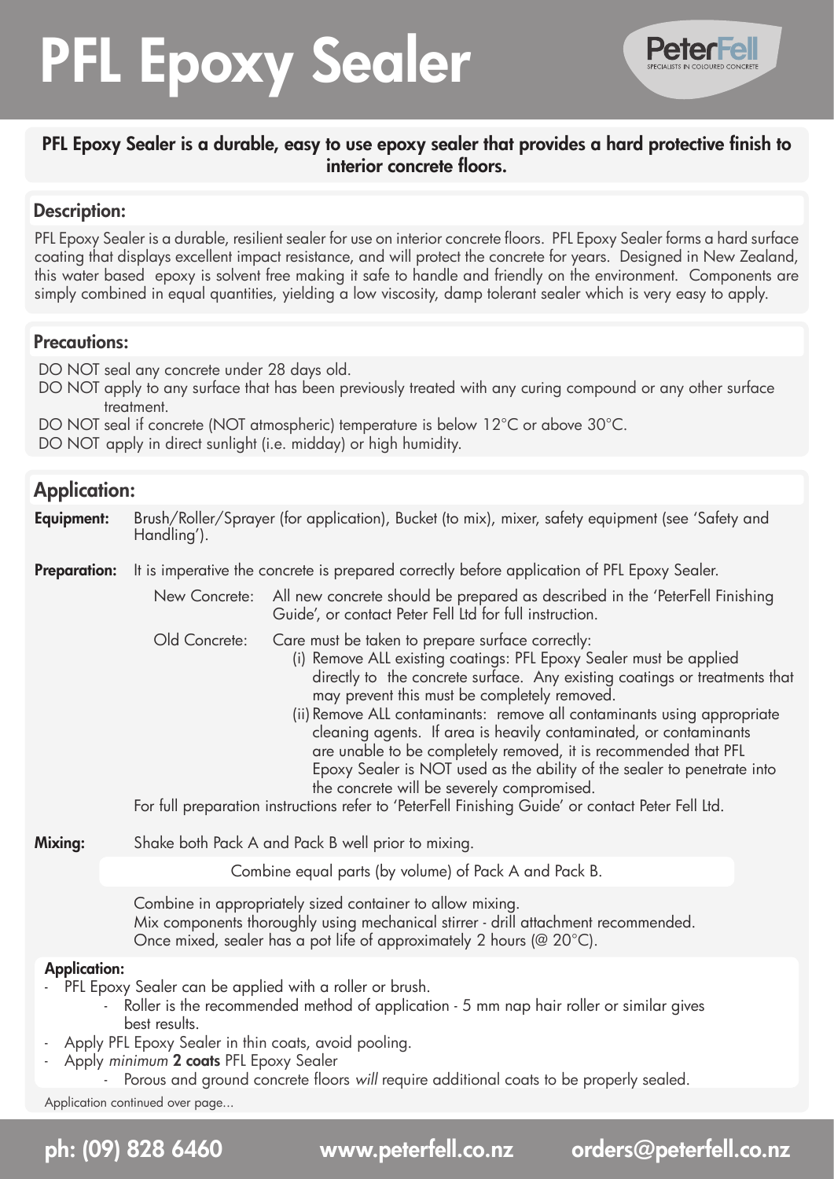# PFL Epoxy Sealer

**PFL Epoxy Sealer is a durable, easy to use epoxy sealer that provides a hard protective finish to interior concrete floors.**

## Description:

PFL Epoxy Sealer is a durable, resilient sealer for use on interior concrete floors. PFL Epoxy Sealer forms a hard surface coating that displays excellent impact resistance, and will protect the concrete for years. Designed in New Zealand, this water based epoxy is solvent free making it safe to handle and friendly on the environment. Components are simply combined in equal quantities, yielding a low viscosity, damp tolerant sealer which is very easy to apply.

## Precautions:

DO NOT seal any concrete under 28 days old.
DO NOT apply to any surface that has been previously treated with any curing compound or any other surface treatment.
DO NOT seal if concrete (NOT atmospheric) temperature is below 12°C or above 30°C.
DO NOT apply in direct sunlight (i.e. midday) or high humidity.

## Application:

**Equipment:** Brush/Roller/Sprayer (for application), Bucket (to mix), mixer, safety equipment (see 'Safety and Handling').

**Preparation:** It is imperative the concrete is prepared correctly before application of PFL Epoxy Sealer.

New Concrete: All new concrete should be prepared as described in the 'PeterFell Finishing Guide', or contact Peter Fell Ltd for full instruction.

Old Concrete: Care must be taken to prepare surface correctly:

(i) Remove ALL existing coatings: PFL Epoxy Sealer must be applied directly to the concrete surface. Any existing coatings or treatments that may prevent this must be completely removed.

(ii) Remove ALL contaminants: remove all contaminants using appropriate cleaning agents. If area is heavily contaminated, or contaminants are unable to be completely removed, it is recommended that PFL Epoxy Sealer is NOT used as the ability of the sealer to penetrate into the concrete will be severely compromised.

For full preparation instructions refer to 'PeterFell Finishing Guide' or contact Peter Fell Ltd.

**Mixing:** Shake both Pack A and Pack B well prior to mixing.

Combine equal parts (by volume) of Pack A and Pack B.

Combine in appropriately sized container to allow mixing.
Mix components thoroughly using mechanical stirrer - drill attachment recommended.
Once mixed, sealer has a pot life of approximately 2 hours (@ 20°C).

**Application:**

- PFL Epoxy Sealer can be applied with a roller or brush.
    - Roller is the recommended method of application - 5 mm nap hair roller or similar gives best results.
- Apply PFL Epoxy Sealer in thin coats, avoid pooling.
- Apply *minimum* **2 coats** PFL Epoxy Sealer
    - Porous and ground concrete floors *will* require additional coats to be properly sealed.

Application continued over page...

ph: (09) 828 6460 www.peterfell.co.nz orders@peterfell.co.nz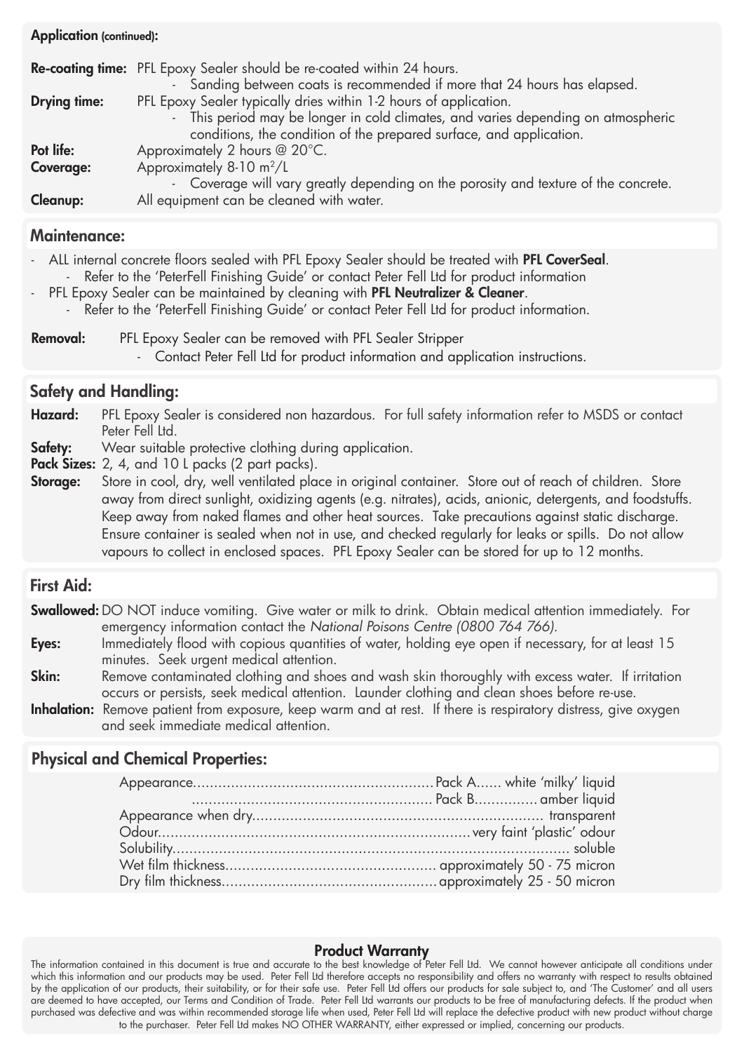**Application (continued):**

**Re-coating time:** PFL Epoxy Sealer should be re-coated within 24 hours.
- Sanding between coats is recommended if more that 24 hours has elapsed.

**Drying time:** PFL Epoxy Sealer typically dries within 1-2 hours of application.
- This period may be longer in cold climates, and varies depending on atmospheric conditions, the condition of the prepared surface, and application.

**Pot life:** Approximately 2 hours @ 20°C.

**Coverage:** Approximately 8-10 $m^2$/L
- Coverage will vary greatly depending on the porosity and texture of the concrete.

**Cleanup:** All equipment can be cleaned with water.

## Maintenance:

- ALL internal concrete floors sealed with PFL Epoxy Sealer should be treated with **PFL CoverSeal**.
  - Refer to the 'PeterFell Finishing Guide' or contact Peter Fell Ltd for product information
- PFL Epoxy Sealer can be maintained by cleaning with **PFL Neutralizer & Cleaner**.
  - Refer to the 'PeterFell Finishing Guide' or contact Peter Fell Ltd for product information.

**Removal:** PFL Epoxy Sealer can be removed with PFL Sealer Stripper
- Contact Peter Fell Ltd for product information and application instructions.

## Safety and Handling:

**Hazard:** PFL Epoxy Sealer is considered non hazardous. For full safety information refer to MSDS or contact Peter Fell Ltd.

**Safety:** Wear suitable protective clothing during application.

**Pack Sizes:** 2, 4, and 10 L packs (2 part packs).

**Storage:** Store in cool, dry, well ventilated place in original container. Store out of reach of children. Store away from direct sunlight, oxidizing agents (e.g. nitrates), acids, anionic, detergents, and foodstuffs. Keep away from naked flames and other heat sources. Take precautions against static discharge. Ensure container is sealed when not in use, and checked regularly for leaks or spills. Do not allow vapours to collect in enclosed spaces. PFL Epoxy Sealer can be stored for up to 12 months.

## First Aid:

**Swallowed:** DO NOT induce vomiting. Give water or milk to drink. Obtain medical attention immediately. For emergency information contact the *National Poisons Centre (0800 764 766).*

**Eyes:** Immediately flood with copious quantities of water, holding eye open if necessary, for at least 15 minutes. Seek urgent medical attention.

**Skin:** Remove contaminated clothing and shoes and wash skin thoroughly with excess water. If irritation occurs or persists, seek medical attention. Launder clothing and clean shoes before re-use.

**Inhalation:** Remove patient from exposure, keep warm and at rest. If there is respiratory distress, give oxygen and seek immediate medical attention.

## Physical and Chemical Properties:

| | |
|---|---|
| Appearance | Pack A...... white 'milky' liquid |
| | Pack B............... amber liquid |
| Appearance when dry | transparent |
| Odour | very faint 'plastic' odour |
| Solubility | soluble |
| Wet film thickness | approximately 50 - 75 micron |
| Dry film thickness | approximately 25 - 50 micron |

### Product Warranty

The information contained in this document is true and accurate to the best knowledge of Peter Fell Ltd. We cannot however anticipate all conditions under which this information and our products may be used. Peter Fell Ltd therefore accepts no responsibility and offers no warranty with respect to results obtained by the application of our products, their suitability, or for their safe use. Peter Fell Ltd offers our products for sale subject to, and 'The Customer' and all users are deemed to have accepted, our Terms and Condition of Trade. Peter Fell Ltd warrants our products to be free of manufacturing defects. If the product when purchased was defective and was within recommended storage life when used, Peter Fell Ltd will replace the defective product with new product without charge to the purchaser. Peter Fell Ltd makes NO OTHER WARRANTY, either expressed or implied, concerning our products.